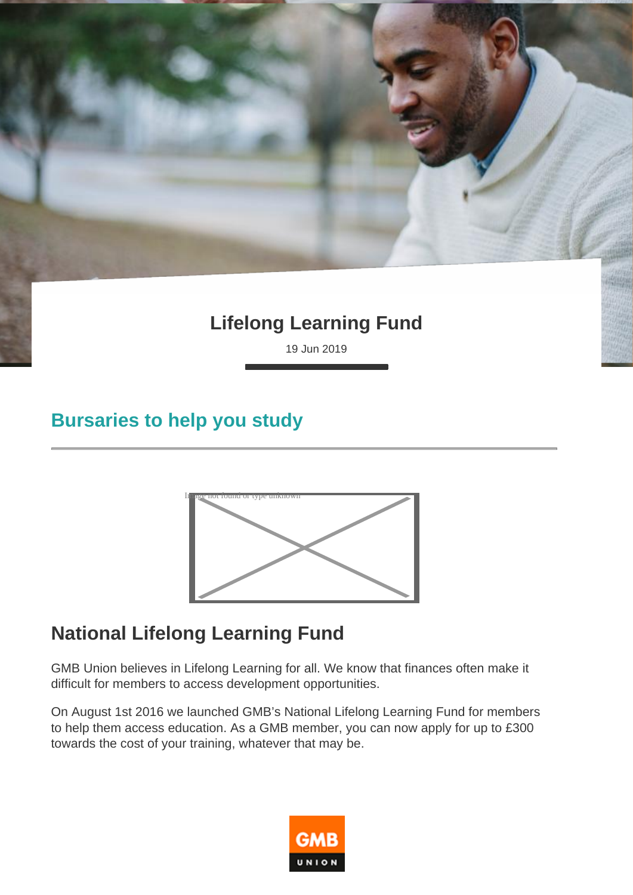# Lifelong Learning Fund

19 Jun 2019

## Bursaries to help you study

Image not found or type unknown

## National Lifelong Learning Fund

GMB Union believes in Lifelong Learning for all. We know that finances often make it difficult for members to access development opportunities.

On August 1st 2016 we launched GMB's National Lifelong Learning Fund for members to help them access education. As a GMB member, you can now apply for up to £300 towards the cost of your training, whatever that may be.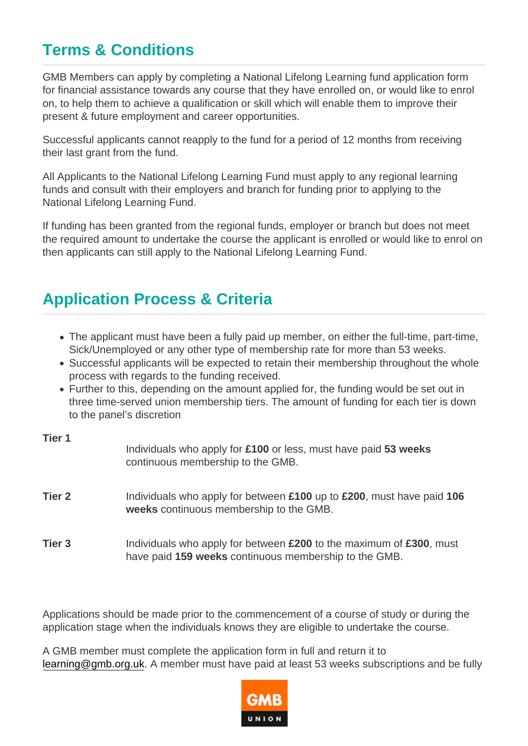## Terms & Conditions

GMB Members can apply by completing a National Lifelong Learning fund application form for financial assistance towards any course that they have enrolled on, or would like to enrol on, to help them to achieve a qualification or skill which will enable them to improve their present & future employment and career opportunities.

Successful applicants cannot reapply to the fund for a period of 12 months from receiving their last grant from the fund.

All Applicants to the National Lifelong Learning Fund must apply to any regional learning funds and consult with their employers and branch for funding prior to applying to the National Lifelong Learning Fund.

If funding has been granted from the regional funds, employer or branch but does not meet the required amount to undertake the course the applicant is enrolled or would like to enrol on then applicants can still apply to the National Lifelong Learning Fund.

## Application Process & Criteria

- The applicant must have been a fully paid up member, on either the full-time, part-time, Sick/Unemployed or any other type of membership rate for more than 53 weeks.
- Successful applicants will be expected to retain their membership throughout the whole process with regards to the funding received.
- Further to this, depending on the amount applied for, the funding would be set out in three time-served union membership tiers. The amount of funding for each tier is down to the panel's discretion

| | |
|---|---|
| **Tier 1** | Individuals who apply for **£100** or less, must have paid **53 weeks** continuous membership to the GMB. |
| **Tier 2** | Individuals who apply for between **£100** up to **£200**, must have paid **106 weeks** continuous membership to the GMB. |
| **Tier 3** | Individuals who apply for between **£200** to the maximum of **£300**, must have paid **159 weeks** continuous membership to the GMB. |

Applications should be made prior to the commencement of a course of study or during the application stage when the individuals knows they are eligible to undertake the course.

A GMB member must complete the application form in full and return it to learning@gmb.org.uk. A member must have paid at least 53 weeks subscriptions and be fully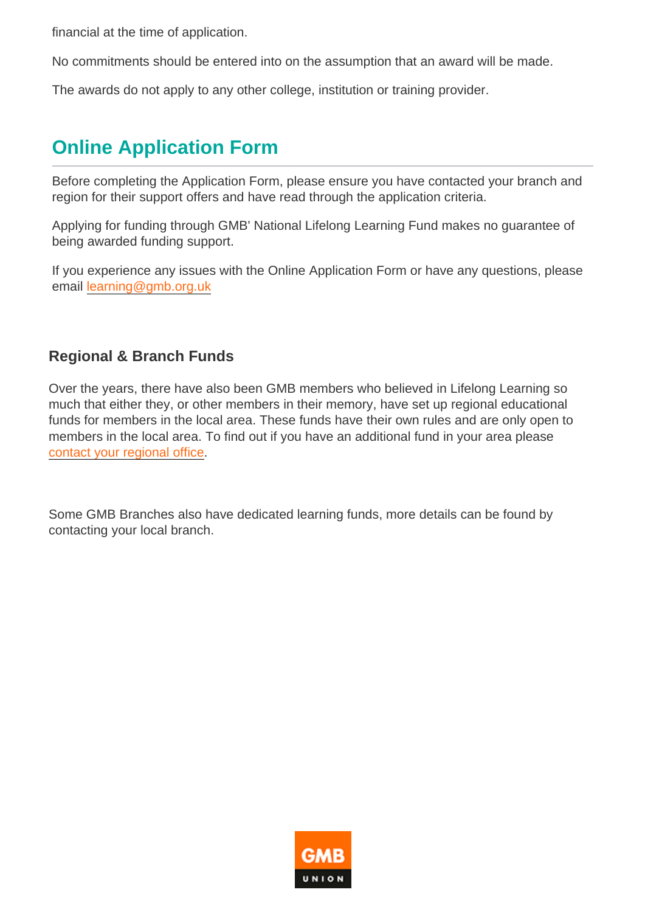financial at the time of application.

No commitments should be entered into on the assumption that an award will be made.

The awards do not apply to any other college, institution or training provider.

## Online Application Form

Before completing the Application Form, please ensure you have contacted your branch and region for their support offers and have read through the application criteria.

Applying for funding through GMB' National Lifelong Learning Fund makes no guarantee of being awarded funding support.

If you experience any issues with the Online Application Form or have any questions, please email learning@gmb.org.uk

### Regional & Branch Funds

Over the years, there have also been GMB members who believed in Lifelong Learning so much that either they, or other members in their memory, have set up regional educational funds for members in the local area. These funds have their own rules and are only open to members in the local area. To find out if you have an additional fund in your area please contact your regional office.

Some GMB Branches also have dedicated learning funds, more details can be found by contacting your local branch.